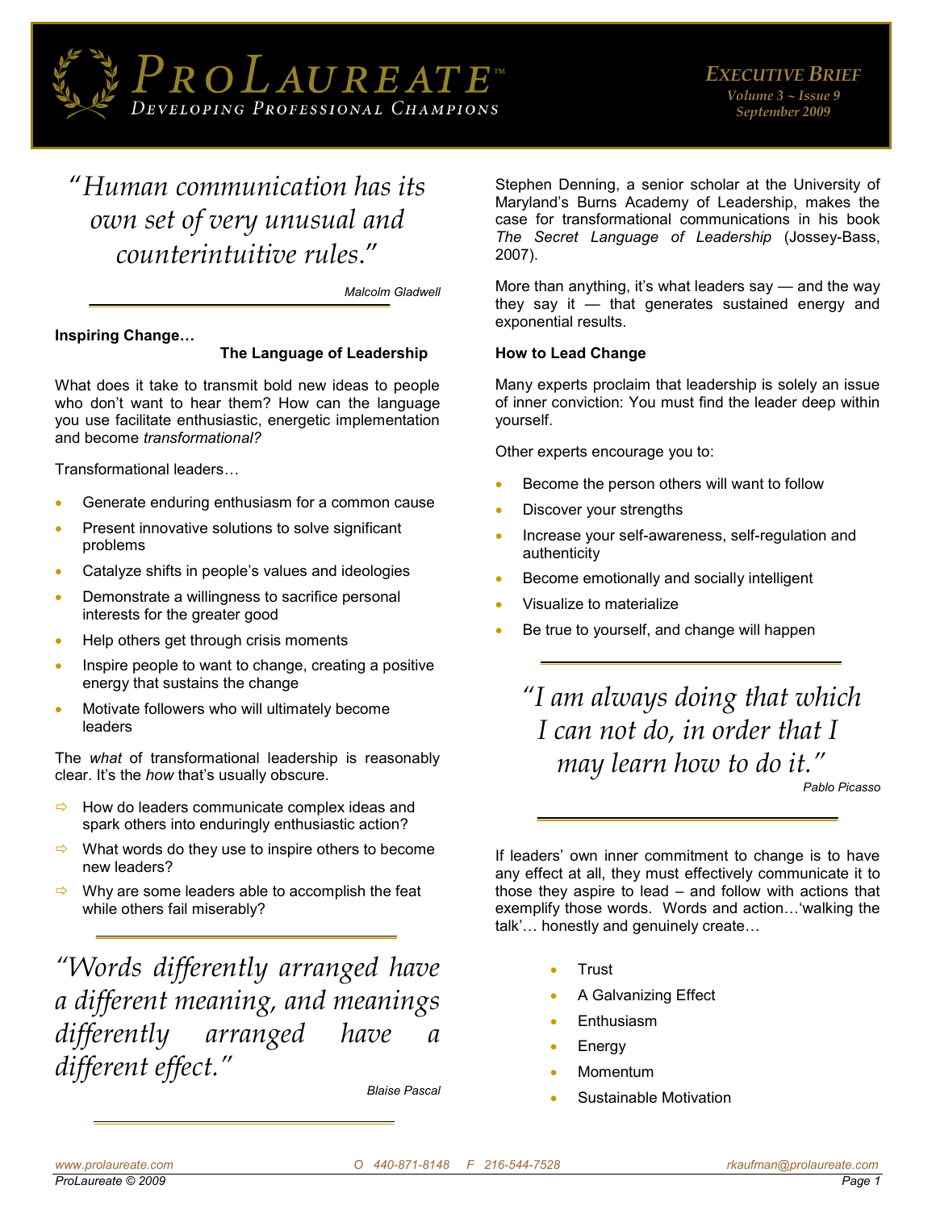# ProLaureate™

*Developing Professional Champions*

**Executive Brief**
*Volume 3 ~ Issue 9*
*September 2009*

> *"Human communication has its own set of very unusual and counterintuitive rules."*
>
> *Malcolm Gladwell*

## Inspiring Change… The Language of Leadership

What does it take to transmit bold new ideas to people who don't want to hear them? How can the language you use facilitate enthusiastic, energetic implementation and become *transformational?*

Transformational leaders…

- Generate enduring enthusiasm for a common cause
- Present innovative solutions to solve significant problems
- Catalyze shifts in people's values and ideologies
- Demonstrate a willingness to sacrifice personal interests for the greater good
- Help others get through crisis moments
- Inspire people to want to change, creating a positive energy that sustains the change
- Motivate followers who will ultimately become leaders

The *what* of transformational leadership is reasonably clear. It's the *how* that's usually obscure.

- ⇨ How do leaders communicate complex ideas and spark others into enduringly enthusiastic action?
- ⇨ What words do they use to inspire others to become new leaders?
- ⇨ Why are some leaders able to accomplish the feat while others fail miserably?

> *"Words differently arranged have a different meaning, and meanings differently arranged have a different effect."*
>
> *Blaise Pascal*

Stephen Denning, a senior scholar at the University of Maryland's Burns Academy of Leadership, makes the case for transformational communications in his book *The Secret Language of Leadership* (Jossey-Bass, 2007).

More than anything, it's what leaders say — and the way they say it — that generates sustained energy and exponential results.

### How to Lead Change

Many experts proclaim that leadership is solely an issue of inner conviction: You must find the leader deep within yourself.

Other experts encourage you to:

- Become the person others will want to follow
- Discover your strengths
- Increase your self-awareness, self-regulation and authenticity
- Become emotionally and socially intelligent
- Visualize to materialize
- Be true to yourself, and change will happen

> *"I am always doing that which I can not do, in order that I may learn how to do it."*
>
> *Pablo Picasso*

If leaders' own inner commitment to change is to have any effect at all, they must effectively communicate it to those they aspire to lead – and follow with actions that exemplify those words. Words and action…'walking the talk'… honestly and genuinely create…

- Trust
- A Galvanizing Effect
- Enthusiasm
- Energy
- Momentum
- Sustainable Motivation

*www.prolaureate.com* *O 440-871-8148 F 216-544-7528* *rkaufman@prolaureate.com*
*ProLaureate © 2009*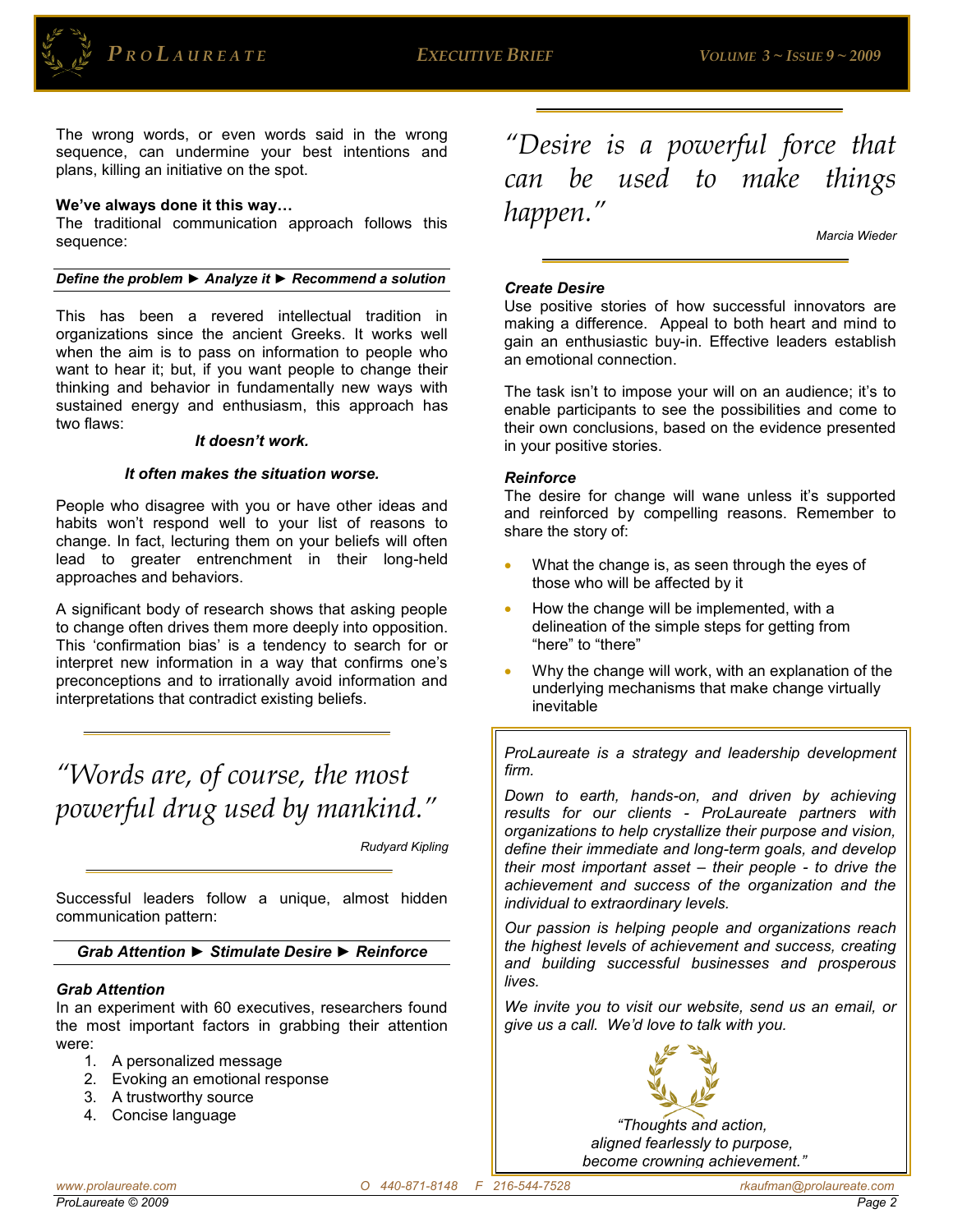The wrong words, or even words said in the wrong sequence, can undermine your best intentions and plans, killing an initiative on the spot.

**We've always done it this way…**

The traditional communication approach follows this sequence:

***Define the problem ► Analyze it ► Recommend a solution***

This has been a revered intellectual tradition in organizations since the ancient Greeks. It works well when the aim is to pass on information to people who want to hear it; but, if you want people to change their thinking and behavior in fundamentally new ways with sustained energy and enthusiasm, this approach has two flaws:

***It doesn't work.***

***It often makes the situation worse.***

People who disagree with you or have other ideas and habits won't respond well to your list of reasons to change. In fact, lecturing them on your beliefs will often lead to greater entrenchment in their long-held approaches and behaviors.

A significant body of research shows that asking people to change often drives them more deeply into opposition. This 'confirmation bias' is a tendency to search for or interpret new information in a way that confirms one's preconceptions and to irrationally avoid information and interpretations that contradict existing beliefs.

*"Words are, of course, the most powerful drug used by mankind."*

*Rudyard Kipling*

Successful leaders follow a unique, almost hidden communication pattern:

***Grab Attention ► Stimulate Desire ► Reinforce***

***Grab Attention***

In an experiment with 60 executives, researchers found the most important factors in grabbing their attention were:

1. A personalized message
2. Evoking an emotional response
3. A trustworthy source
4. Concise language

*"Desire is a powerful force that can be used to make things happen."*

*Marcia Wieder*

***Create Desire***

Use positive stories of how successful innovators are making a difference. Appeal to both heart and mind to gain an enthusiastic buy-in. Effective leaders establish an emotional connection.

The task isn't to impose your will on an audience; it's to enable participants to see the possibilities and come to their own conclusions, based on the evidence presented in your positive stories.

***Reinforce***

The desire for change will wane unless it's supported and reinforced by compelling reasons. Remember to share the story of:

- What the change is, as seen through the eyes of those who will be affected by it
- How the change will be implemented, with a delineation of the simple steps for getting from "here" to "there"
- Why the change will work, with an explanation of the underlying mechanisms that make change virtually inevitable

*ProLaureate is a strategy and leadership development firm.*

*Down to earth, hands-on, and driven by achieving results for our clients - ProLaureate partners with organizations to help crystallize their purpose and vision, define their immediate and long-term goals, and develop their most important asset – their people - to drive the achievement and success of the organization and the individual to extraordinary levels.*

*Our passion is helping people and organizations reach the highest levels of achievement and success, creating and building successful businesses and prosperous lives.*

*We invite you to visit our website, send us an email, or give us a call. We'd love to talk with you.*

*"Thoughts and action,
aligned fearlessly to purpose,
become crowning achievement."*

www.prolaureate.com O 440-871-8148 F 216-544-7528 rkaufman@prolaureate.com

ProLaureate © 2009